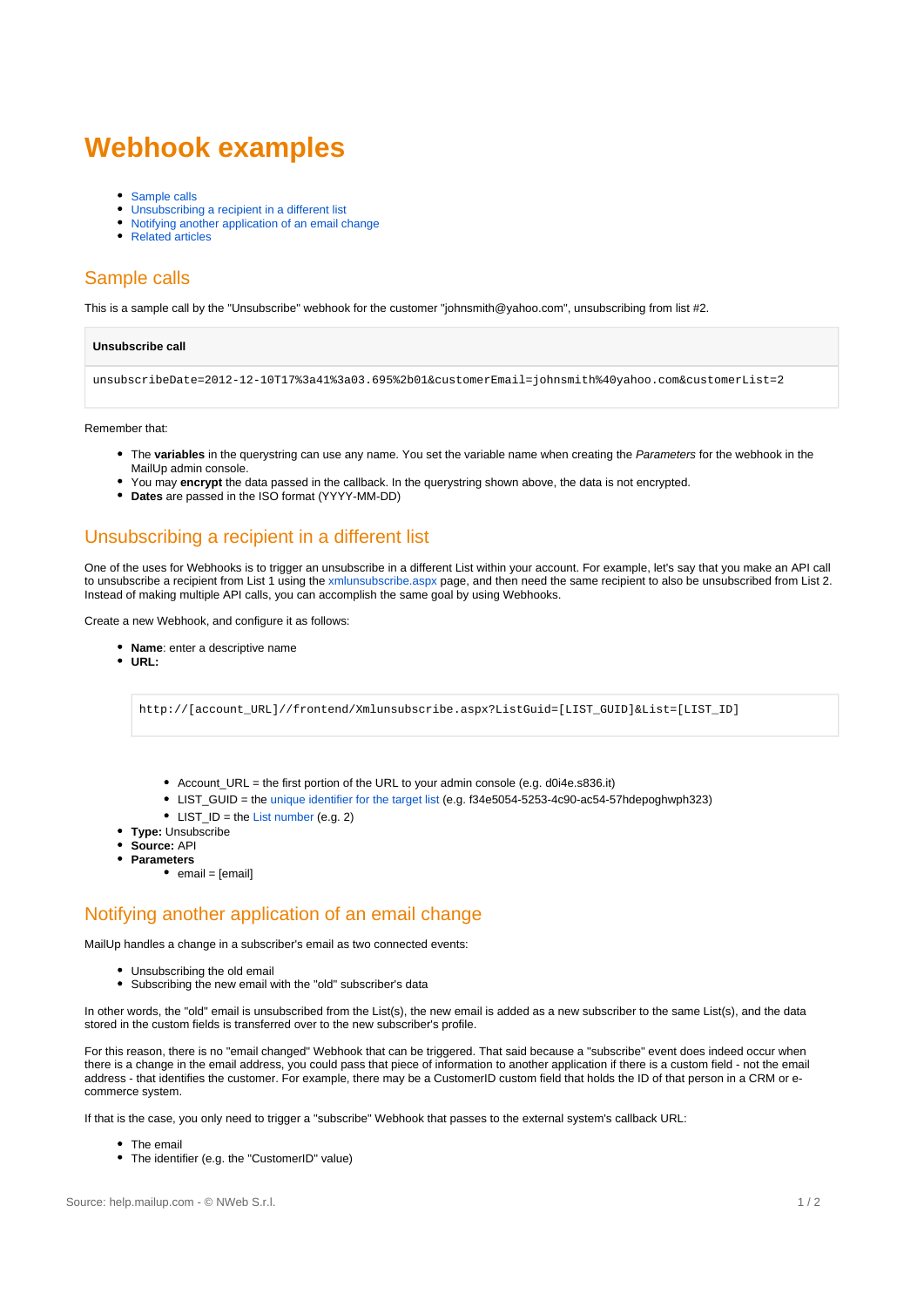# Webhook examples

- Sample calls
- Unsubscribing a recipient in a different list
- Notifying another application of an email change
- Related articles

## Sample calls

This is a sample call by the "Unsubscribe" webhook for the customer "johnsmith@yahoo.com", unsubscribing from list #2.

**Unsubscribe call**

```
unsubscribeDate=2012-12-10T17%3a41%3a03.695%2b01&customerEmail=johnsmith%40yahoo.com&customerList=2
```

Remember that:

- The **variables** in the querystring can use any name. You set the variable name when creating the *Parameters* for the webhook in the MailUp admin console.
- You may **encrypt** the data passed in the callback. In the querystring shown above, the data is not encrypted.
- **Dates** are passed in the ISO format (YYYY-MM-DD)

## Unsubscribing a recipient in a different list

One of the uses for Webhooks is to trigger an unsubscribe in a different List within your account. For example, let's say that you make an API call to unsubscribe a recipient from List 1 using the xmlunsubscribe.aspx page, and then need the same recipient to also be unsubscribed from List 2. Instead of making multiple API calls, you can accomplish the same goal by using Webhooks.

Create a new Webhook, and configure it as follows:

- **Name**: enter a descriptive name
- **URL:**

  ```
  http://[account_URL]//frontend/Xmlunsubscribe.aspx?ListGuid=[LIST_GUID]&List=[LIST_ID]
  ```

  - Account_URL = the first portion of the URL to your admin console (e.g. d0i4e.s836.it)
  - LIST_GUID = the unique identifier for the target list (e.g. f34e5054-5253-4c90-ac54-57hdepoghwph323)
  - LIST_ID = the List number (e.g. 2)
- **Type:** Unsubscribe
- **Source:** API
- **Parameters**
  - email = [email]

## Notifying another application of an email change

MailUp handles a change in a subscriber's email as two connected events:

- Unsubscribing the old email
- Subscribing the new email with the "old" subscriber's data

In other words, the "old" email is unsubscribed from the List(s), the new email is added as a new subscriber to the same List(s), and the data stored in the custom fields is transferred over to the new subscriber's profile.

For this reason, there is no "email changed" Webhook that can be triggered. That said because a "subscribe" event does indeed occur when there is a change in the email address, you could pass that piece of information to another application if there is a custom field - not the email address - that identifies the customer. For example, there may be a CustomerID custom field that holds the ID of that person in a CRM or e-commerce system.

If that is the case, you only need to trigger a "subscribe" Webhook that passes to the external system's callback URL:

- The email
- The identifier (e.g. the "CustomerID" value)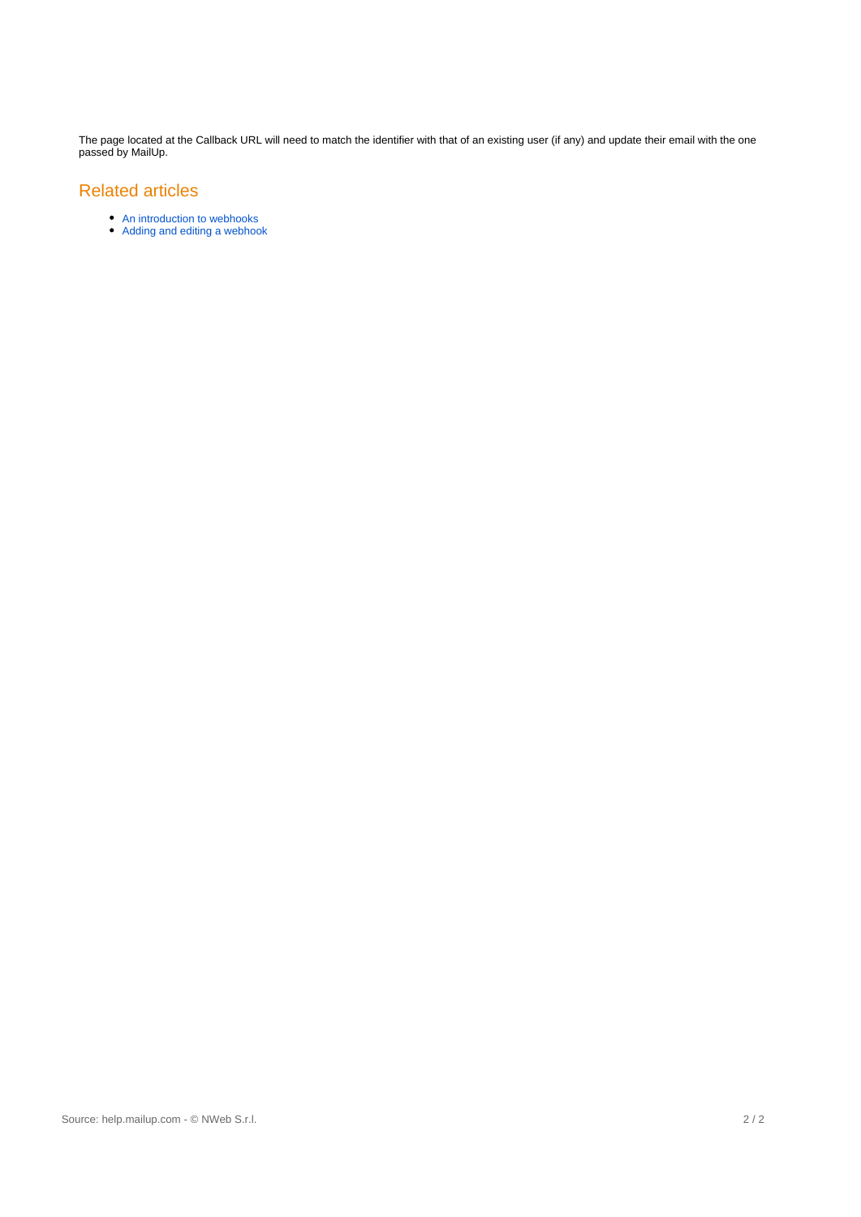The page located at the Callback URL will need to match the identifier with that of an existing user (if any) and update their email with the one passed by MailUp.

## Related articles

- An introduction to webhooks
- Adding and editing a webhook